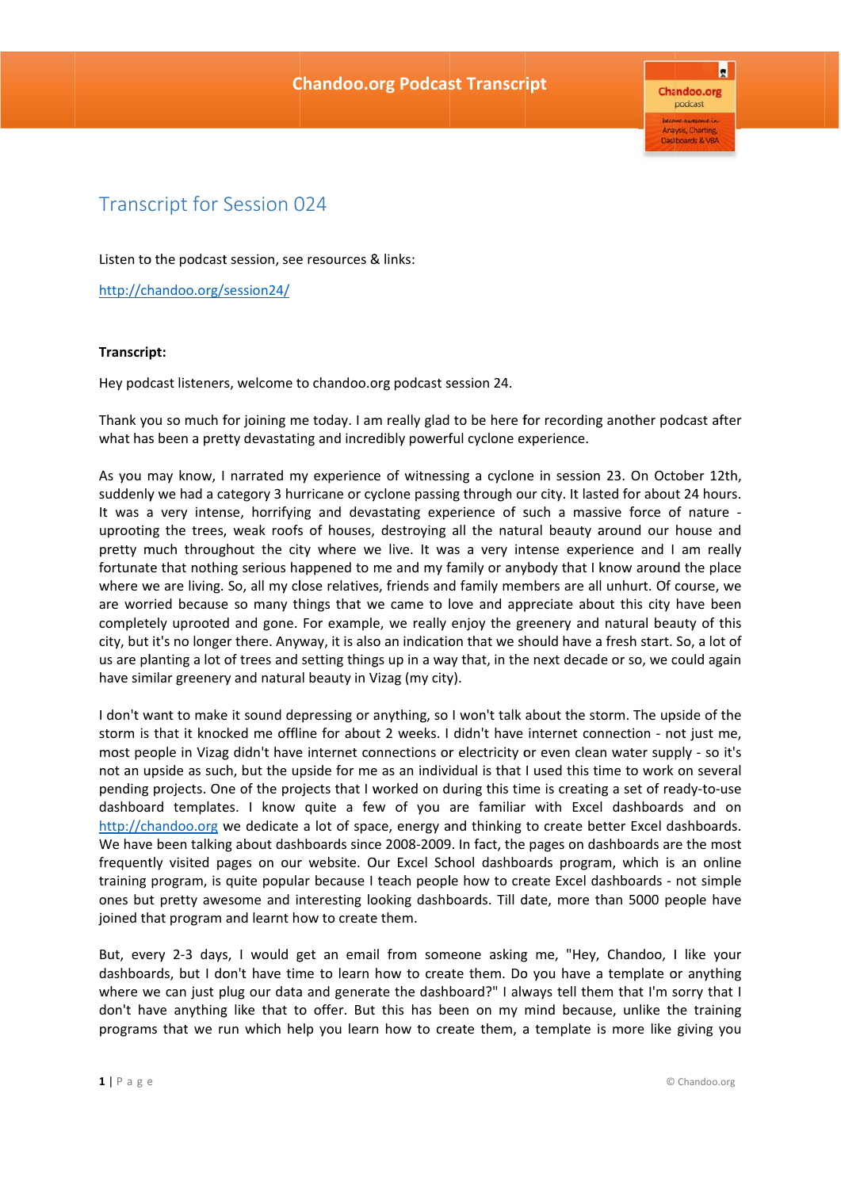# Transcript for Session 024

Listen to the podcast session, see resources & links:

http://chandoo.org/session24/

**Transcript:**

Hey podcast listeners, welcome to chandoo.org podcast session 24.

Thank you so much for joining me today. I am really glad to be here for recording another podcast after what has been a pretty devastating and incredibly powerful cyclone experience.

As you may know, I narrated my experience of witnessing a cyclone in session 23. On October 12th, suddenly we had a category 3 hurricane or cyclone passing through our city. It lasted for about 24 hours. It was a very intense, horrifying and devastating experience of such a massive force of nature - uprooting the trees, weak roofs of houses, destroying all the natural beauty around our house and pretty much throughout the city where we live. It was a very intense experience and I am really fortunate that nothing serious happened to me and my family or anybody that I know around the place where we are living. So, all my close relatives, friends and family members are all unhurt. Of course, we are worried because so many things that we came to love and appreciate about this city have been completely uprooted and gone. For example, we really enjoy the greenery and natural beauty of this city, but it's no longer there. Anyway, it is also an indication that we should have a fresh start. So, a lot of us are planting a lot of trees and setting things up in a way that, in the next decade or so, we could again have similar greenery and natural beauty in Vizag (my city).

I don't want to make it sound depressing or anything, so I won't talk about the storm. The upside of the storm is that it knocked me offline for about 2 weeks. I didn't have internet connection - not just me, most people in Vizag didn't have internet connections or electricity or even clean water supply - so it's not an upside as such, but the upside for me as an individual is that I used this time to work on several pending projects. One of the projects that I worked on during this time is creating a set of ready-to-use dashboard templates. I know quite a few of you are familiar with Excel dashboards and on http://chandoo.org we dedicate a lot of space, energy and thinking to create better Excel dashboards. We have been talking about dashboards since 2008-2009. In fact, the pages on dashboards are the most frequently visited pages on our website. Our Excel School dashboards program, which is an online training program, is quite popular because I teach people how to create Excel dashboards - not simple ones but pretty awesome and interesting looking dashboards. Till date, more than 5000 people have joined that program and learnt how to create them.

But, every 2-3 days, I would get an email from someone asking me, "Hey, Chandoo, I like your dashboards, but I don't have time to learn how to create them. Do you have a template or anything where we can just plug our data and generate the dashboard?" I always tell them that I'm sorry that I don't have anything like that to offer. But this has been on my mind because, unlike the training programs that we run which help you learn how to create them, a template is more like giving you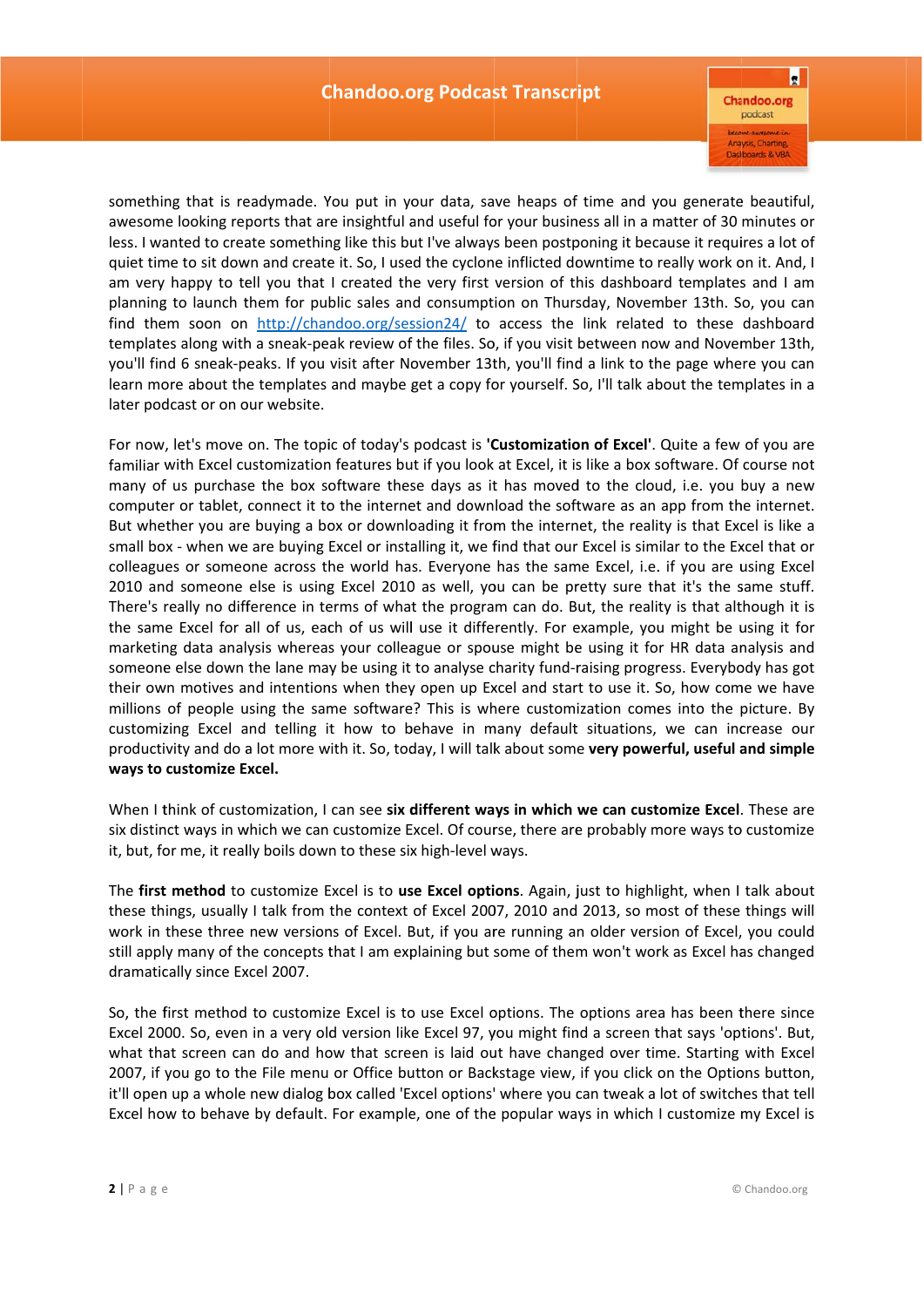something that is readymade. You put in your data, save heaps of time and you generate beautiful, awesome looking reports that are insightful and useful for your business all in a matter of 30 minutes or less. I wanted to create something like this but I've always been postponing it because it requires a lot of quiet time to sit down and create it. So, I used the cyclone inflicted downtime to really work on it. And, I am very happy to tell you that I created the very first version of this dashboard templates and I am planning to launch them for public sales and consumption on Thursday, November 13th. So, you can find them soon on [http://chandoo.org/session24/](http://chandoo.org/session24/) to access the link related to these dashboard templates along with a sneak-peak review of the files. So, if you visit between now and November 13th, you'll find 6 sneak-peaks. If you visit after November 13th, you'll find a link to the page where you can learn more about the templates and maybe get a copy for yourself. So, I'll talk about the templates in a later podcast or on our website.

For now, let's move on. The topic of today's podcast is **'Customization of Excel'**. Quite a few of you are familiar with Excel customization features but if you look at Excel, it is like a box software. Of course not many of us purchase the box software these days as it has moved to the cloud, i.e. you buy a new computer or tablet, connect it to the internet and download the software as an app from the internet. But whether you are buying a box or downloading it from the internet, the reality is that Excel is like a small box - when we are buying Excel or installing it, we find that our Excel is similar to the Excel that or colleagues or someone across the world has. Everyone has the same Excel, i.e. if you are using Excel 2010 and someone else is using Excel 2010 as well, you can be pretty sure that it's the same stuff. There's really no difference in terms of what the program can do. But, the reality is that although it is the same Excel for all of us, each of us will use it differently. For example, you might be using it for marketing data analysis whereas your colleague or spouse might be using it for HR data analysis and someone else down the lane may be using it to analyse charity fund-raising progress. Everybody has got their own motives and intentions when they open up Excel and start to use it. So, how come we have millions of people using the same software? This is where customization comes into the picture. By customizing Excel and telling it how to behave in many default situations, we can increase our productivity and do a lot more with it. So, today, I will talk about some **very powerful, useful and simple ways to customize Excel.**

When I think of customization, I can see **six different ways in which we can customize Excel**. These are six distinct ways in which we can customize Excel. Of course, there are probably more ways to customize it, but, for me, it really boils down to these six high-level ways.

The **first method** to customize Excel is to **use Excel options**. Again, just to highlight, when I talk about these things, usually I talk from the context of Excel 2007, 2010 and 2013, so most of these things will work in these three new versions of Excel. But, if you are running an older version of Excel, you could still apply many of the concepts that I am explaining but some of them won't work as Excel has changed dramatically since Excel 2007.

So, the first method to customize Excel is to use Excel options. The options area has been there since Excel 2000. So, even in a very old version like Excel 97, you might find a screen that says 'options'. But, what that screen can do and how that screen is laid out have changed over time. Starting with Excel 2007, if you go to the File menu or Office button or Backstage view, if you click on the Options button, it'll open up a whole new dialog box called 'Excel options' where you can tweak a lot of switches that tell Excel how to behave by default. For example, one of the popular ways in which I customize my Excel is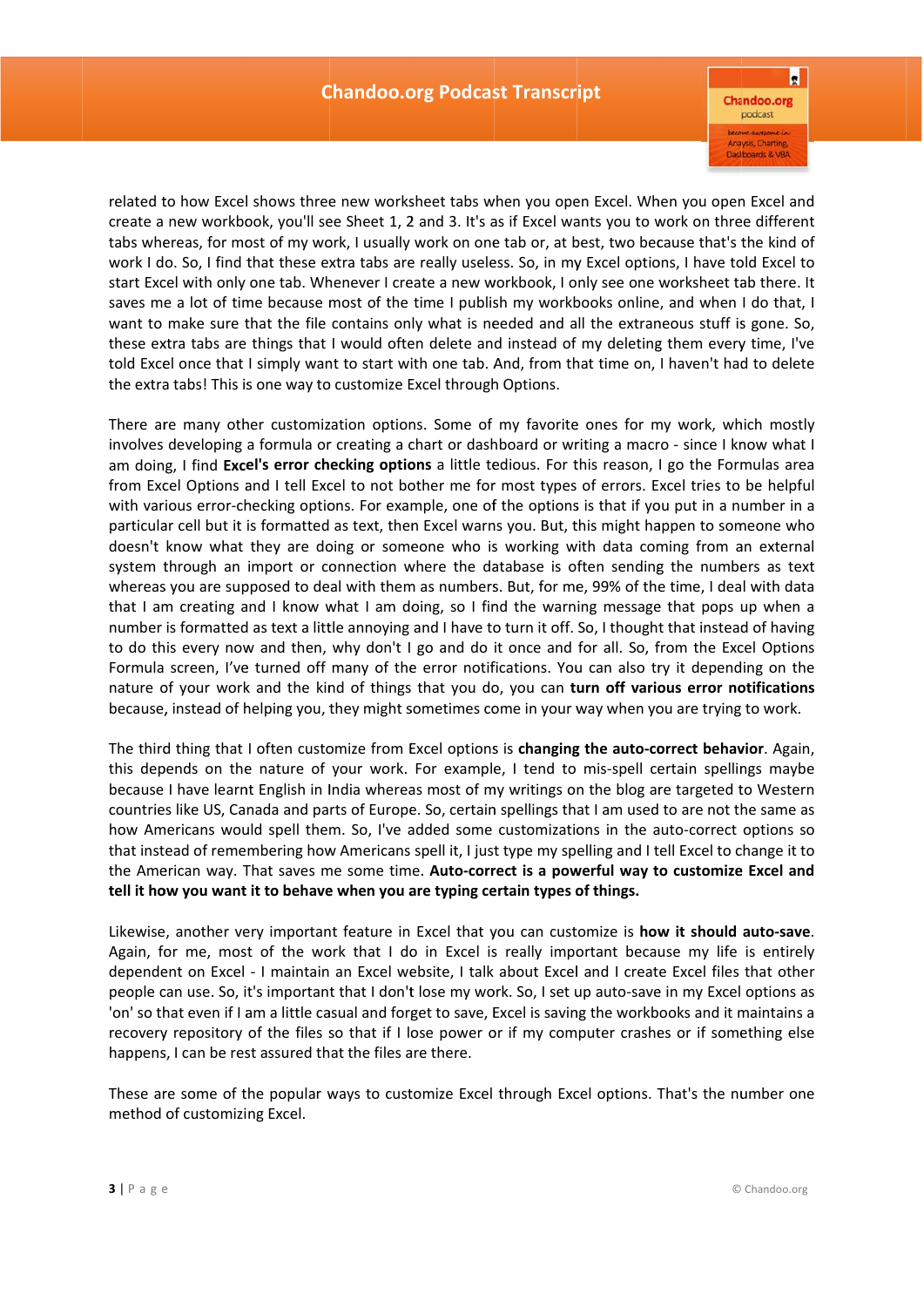related to how Excel shows three new worksheet tabs when you open Excel. When you open Excel and create a new workbook, you'll see Sheet 1, 2 and 3. It's as if Excel wants you to work on three different tabs whereas, for most of my work, I usually work on one tab or, at best, two because that's the kind of work I do. So, I find that these extra tabs are really useless. So, in my Excel options, I have told Excel to start Excel with only one tab. Whenever I create a new workbook, I only see one worksheet tab there. It saves me a lot of time because most of the time I publish my workbooks online, and when I do that, I want to make sure that the file contains only what is needed and all the extraneous stuff is gone. So, these extra tabs are things that I would often delete and instead of my deleting them every time, I've told Excel once that I simply want to start with one tab. And, from that time on, I haven't had to delete the extra tabs! This is one way to customize Excel through Options.

There are many other customization options. Some of my favorite ones for my work, which mostly involves developing a formula or creating a chart or dashboard or writing a macro - since I know what I am doing, I find **Excel's error checking options** a little tedious. For this reason, I go the Formulas area from Excel Options and I tell Excel to not bother me for most types of errors. Excel tries to be helpful with various error-checking options. For example, one of the options is that if you put in a number in a particular cell but it is formatted as text, then Excel warns you. But, this might happen to someone who doesn't know what they are doing or someone who is working with data coming from an external system through an import or connection where the database is often sending the numbers as text whereas you are supposed to deal with them as numbers. But, for me, 99% of the time, I deal with data that I am creating and I know what I am doing, so I find the warning message that pops up when a number is formatted as text a little annoying and I have to turn it off. So, I thought that instead of having to do this every now and then, why don't I go and do it once and for all. So, from the Excel Options Formula screen, I've turned off many of the error notifications. You can also try it depending on the nature of your work and the kind of things that you do, you can **turn off various error notifications** because, instead of helping you, they might sometimes come in your way when you are trying to work.

The third thing that I often customize from Excel options is **changing the auto-correct behavior**. Again, this depends on the nature of your work. For example, I tend to mis-spell certain spellings maybe because I have learnt English in India whereas most of my writings on the blog are targeted to Western countries like US, Canada and parts of Europe. So, certain spellings that I am used to are not the same as how Americans would spell them. So, I've added some customizations in the auto-correct options so that instead of remembering how Americans spell it, I just type my spelling and I tell Excel to change it to the American way. That saves me some time. **Auto-correct is a powerful way to customize Excel and tell it how you want it to behave when you are typing certain types of things.**

Likewise, another very important feature in Excel that you can customize is **how it should auto-save**. Again, for me, most of the work that I do in Excel is really important because my life is entirely dependent on Excel - I maintain an Excel website, I talk about Excel and I create Excel files that other people can use. So, it's important that I don't lose my work. So, I set up auto-save in my Excel options as 'on' so that even if I am a little casual and forget to save, Excel is saving the workbooks and it maintains a recovery repository of the files so that if I lose power or if my computer crashes or if something else happens, I can be rest assured that the files are there.

These are some of the popular ways to customize Excel through Excel options. That's the number one method of customizing Excel.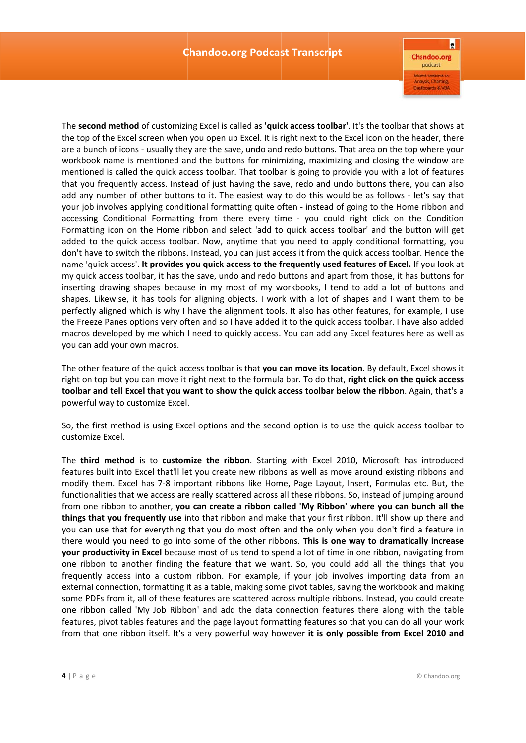The **second method** of customizing Excel is called as **'quick access toolbar'**. It's the toolbar that shows at the top of the Excel screen when you open up Excel. It is right next to the Excel icon on the header, there are a bunch of icons - usually they are the save, undo and redo buttons. That area on the top where your workbook name is mentioned and the buttons for minimizing, maximizing and closing the window are mentioned is called the quick access toolbar. That toolbar is going to provide you with a lot of features that you frequently access. Instead of just having the save, redo and undo buttons there, you can also add any number of other buttons to it. The easiest way to do this would be as follows - let's say that your job involves applying conditional formatting quite often - instead of going to the Home ribbon and accessing Conditional Formatting from there every time - you could right click on the Condition Formatting icon on the Home ribbon and select 'add to quick access toolbar' and the button will get added to the quick access toolbar. Now, anytime that you need to apply conditional formatting, you don't have to switch the ribbons. Instead, you can just access it from the quick access toolbar. Hence the name 'quick access'. **It provides you quick access to the frequently used features of Excel.** If you look at my quick access toolbar, it has the save, undo and redo buttons and apart from those, it has buttons for inserting drawing shapes because in my most of my workbooks, I tend to add a lot of buttons and shapes. Likewise, it has tools for aligning objects. I work with a lot of shapes and I want them to be perfectly aligned which is why I have the alignment tools. It also has other features, for example, I use the Freeze Panes options very often and so I have added it to the quick access toolbar. I have also added macros developed by me which I need to quickly access. You can add any Excel features here as well as you can add your own macros.

The other feature of the quick access toolbar is that **you can move its location**. By default, Excel shows it right on top but you can move it right next to the formula bar. To do that, **right click on the quick access toolbar and tell Excel that you want to show the quick access toolbar below the ribbon**. Again, that's a powerful way to customize Excel.

So, the first method is using Excel options and the second option is to use the quick access toolbar to customize Excel.

The **third method** is to **customize the ribbon**. Starting with Excel 2010, Microsoft has introduced features built into Excel that'll let you create new ribbons as well as move around existing ribbons and modify them. Excel has 7-8 important ribbons like Home, Page Layout, Insert, Formulas etc. But, the functionalities that we access are really scattered across all these ribbons. So, instead of jumping around from one ribbon to another, **you can create a ribbon called 'My Ribbon' where you can bunch all the things that you frequently use** into that ribbon and make that your first ribbon. It'll show up there and you can use that for everything that you do most often and the only when you don't find a feature in there would you need to go into some of the other ribbons. **This is one way to dramatically increase your productivity in Excel** because most of us tend to spend a lot of time in one ribbon, navigating from one ribbon to another finding the feature that we want. So, you could add all the things that you frequently access into a custom ribbon. For example, if your job involves importing data from an external connection, formatting it as a table, making some pivot tables, saving the workbook and making some PDFs from it, all of these features are scattered across multiple ribbons. Instead, you could create one ribbon called 'My Job Ribbon' and add the data connection features there along with the table features, pivot tables features and the page layout formatting features so that you can do all your work from that one ribbon itself. It's a very powerful way however **it is only possible from Excel 2010 and**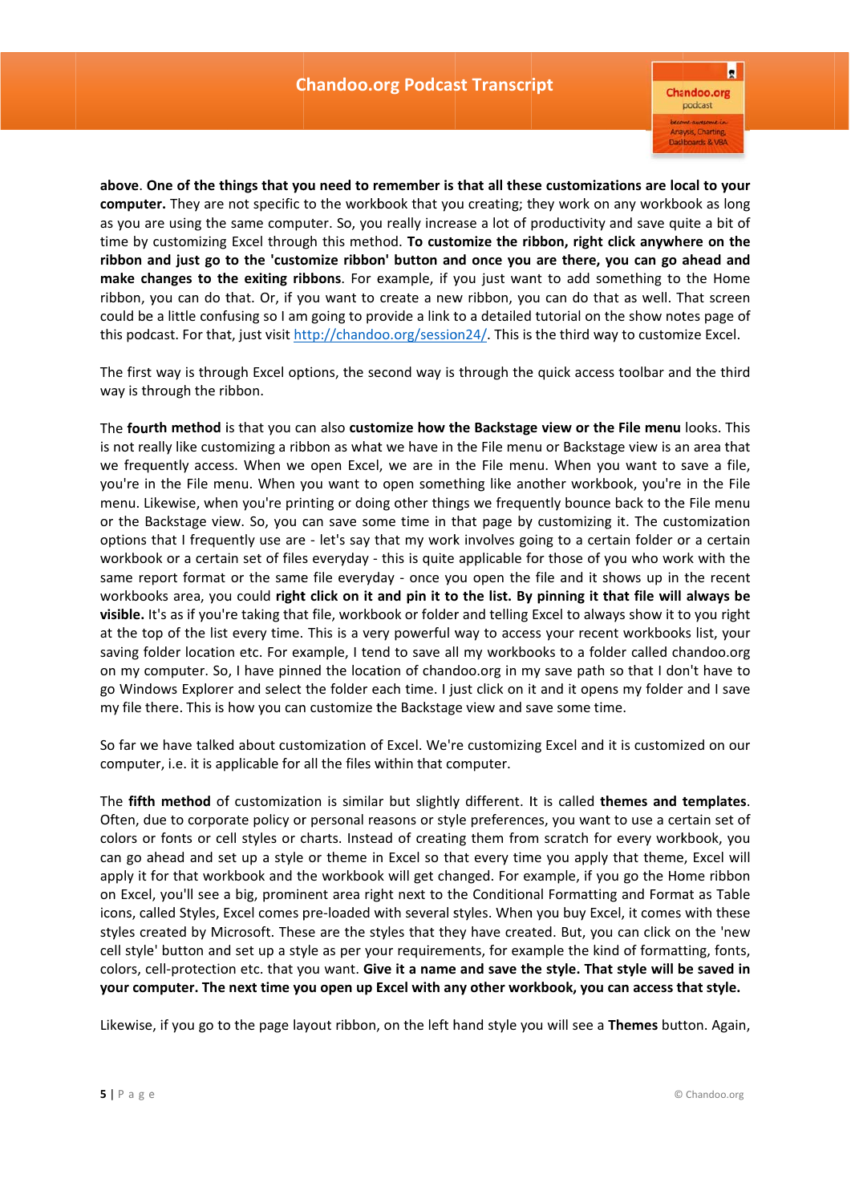**above**. **One of the things that you need to remember is that all these customizations are local to your computer.** They are not specific to the workbook that you creating; they work on any workbook as long as you are using the same computer. So, you really increase a lot of productivity and save quite a bit of time by customizing Excel through this method. **To customize the ribbon, right click anywhere on the ribbon and just go to the 'customize ribbon' button and once you are there, you can go ahead and make changes to the exiting ribbons**. For example, if you just want to add something to the Home ribbon, you can do that. Or, if you want to create a new ribbon, you can do that as well. That screen could be a little confusing so I am going to provide a link to a detailed tutorial on the show notes page of this podcast. For that, just visit [http://chandoo.org/session24/](http://chandoo.org/session24/). This is the third way to customize Excel.

The first way is through Excel options, the second way is through the quick access toolbar and the third way is through the ribbon.

The **fourth method** is that you can also **customize how the Backstage view or the File menu** looks. This is not really like customizing a ribbon as what we have in the File menu or Backstage view is an area that we frequently access. When we open Excel, we are in the File menu. When you want to save a file, you're in the File menu. When you want to open something like another workbook, you're in the File menu. Likewise, when you're printing or doing other things we frequently bounce back to the File menu or the Backstage view. So, you can save some time in that page by customizing it. The customization options that I frequently use are - let's say that my work involves going to a certain folder or a certain workbook or a certain set of files everyday - this is quite applicable for those of you who work with the same report format or the same file everyday - once you open the file and it shows up in the recent workbooks area, you could **right click on it and pin it to the list. By pinning it that file will always be visible.** It's as if you're taking that file, workbook or folder and telling Excel to always show it to you right at the top of the list every time. This is a very powerful way to access your recent workbooks list, your saving folder location etc. For example, I tend to save all my workbooks to a folder called chandoo.org on my computer. So, I have pinned the location of chandoo.org in my save path so that I don't have to go Windows Explorer and select the folder each time. I just click on it and it opens my folder and I save my file there. This is how you can customize the Backstage view and save some time.

So far we have talked about customization of Excel. We're customizing Excel and it is customized on our computer, i.e. it is applicable for all the files within that computer.

The **fifth method** of customization is similar but slightly different. It is called **themes and templates**. Often, due to corporate policy or personal reasons or style preferences, you want to use a certain set of colors or fonts or cell styles or charts. Instead of creating them from scratch for every workbook, you can go ahead and set up a style or theme in Excel so that every time you apply that theme, Excel will apply it for that workbook and the workbook will get changed. For example, if you go the Home ribbon on Excel, you'll see a big, prominent area right next to the Conditional Formatting and Format as Table icons, called Styles, Excel comes pre-loaded with several styles. When you buy Excel, it comes with these styles created by Microsoft. These are the styles that they have created. But, you can click on the 'new cell style' button and set up a style as per your requirements, for example the kind of formatting, fonts, colors, cell-protection etc. that you want. **Give it a name and save the style. That style will be saved in your computer. The next time you open up Excel with any other workbook, you can access that style.**

Likewise, if you go to the page layout ribbon, on the left hand style you will see a **Themes** button. Again,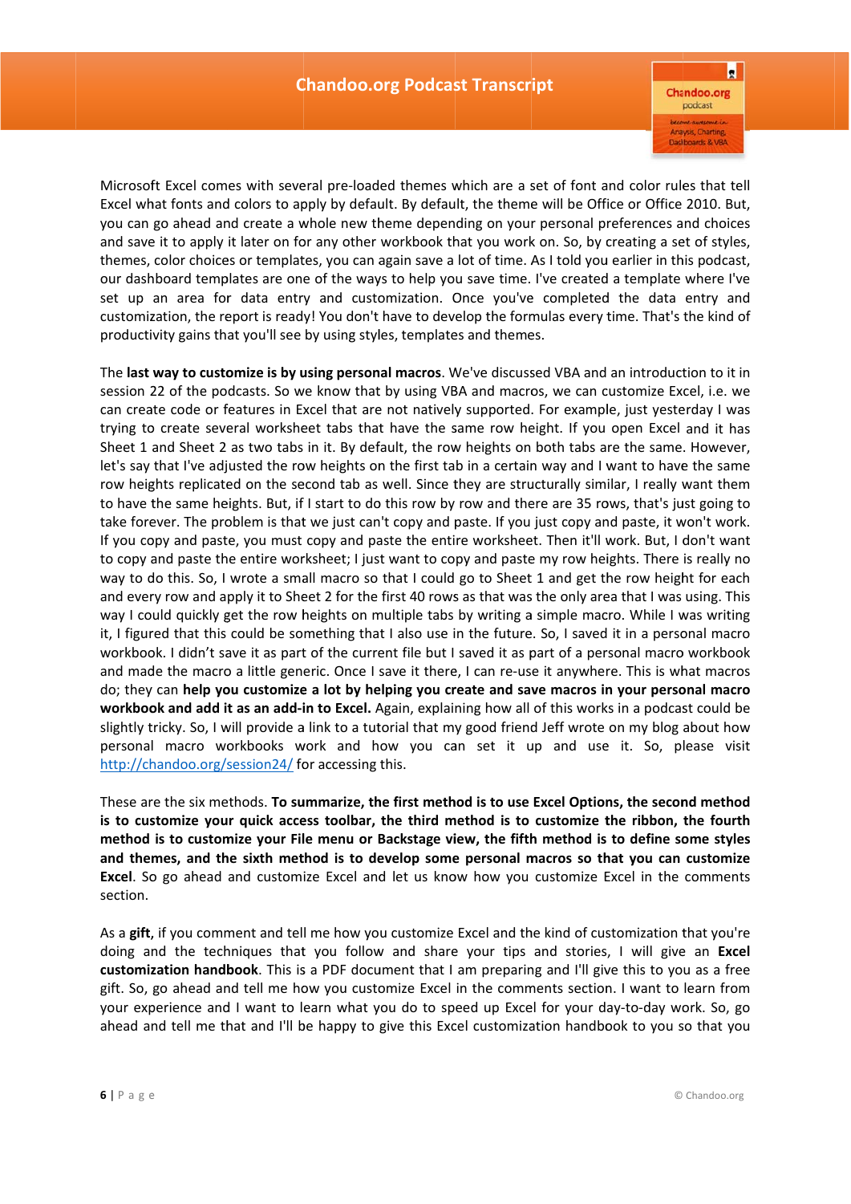Microsoft Excel comes with several pre-loaded themes which are a set of font and color rules that tell Excel what fonts and colors to apply by default. By default, the theme will be Office or Office 2010. But, you can go ahead and create a whole new theme depending on your personal preferences and choices and save it to apply it later on for any other workbook that you work on. So, by creating a set of styles, themes, color choices or templates, you can again save a lot of time. As I told you earlier in this podcast, our dashboard templates are one of the ways to help you save time. I've created a template where I've set up an area for data entry and customization. Once you've completed the data entry and customization, the report is ready! You don't have to develop the formulas every time. That's the kind of productivity gains that you'll see by using styles, templates and themes.

The **last way to customize is by using personal macros**. We've discussed VBA and an introduction to it in session 22 of the podcasts. So we know that by using VBA and macros, we can customize Excel, i.e. we can create code or features in Excel that are not natively supported. For example, just yesterday I was trying to create several worksheet tabs that have the same row height. If you open Excel and it has Sheet 1 and Sheet 2 as two tabs in it. By default, the row heights on both tabs are the same. However, let's say that I've adjusted the row heights on the first tab in a certain way and I want to have the same row heights replicated on the second tab as well. Since they are structurally similar, I really want them to have the same heights. But, if I start to do this row by row and there are 35 rows, that's just going to take forever. The problem is that we just can't copy and paste. If you just copy and paste, it won't work. If you copy and paste, you must copy and paste the entire worksheet. Then it'll work. But, I don't want to copy and paste the entire worksheet; I just want to copy and paste my row heights. There is really no way to do this. So, I wrote a small macro so that I could go to Sheet 1 and get the row height for each and every row and apply it to Sheet 2 for the first 40 rows as that was the only area that I was using. This way I could quickly get the row heights on multiple tabs by writing a simple macro. While I was writing it, I figured that this could be something that I also use in the future. So, I saved it in a personal macro workbook. I didn't save it as part of the current file but I saved it as part of a personal macro workbook and made the macro a little generic. Once I save it there, I can re-use it anywhere. This is what macros do; they can **help you customize a lot by helping you create and save macros in your personal macro workbook and add it as an add-in to Excel.** Again, explaining how all of this works in a podcast could be slightly tricky. So, I will provide a link to a tutorial that my good friend Jeff wrote on my blog about how personal macro workbooks work and how you can set it up and use it. So, please visit http://chandoo.org/session24/ for accessing this.

These are the six methods. **To summarize, the first method is to use Excel Options, the second method is to customize your quick access toolbar, the third method is to customize the ribbon, the fourth method is to customize your File menu or Backstage view, the fifth method is to define some styles and themes, and the sixth method is to develop some personal macros so that you can customize Excel**. So go ahead and customize Excel and let us know how you customize Excel in the comments section.

As a **gift**, if you comment and tell me how you customize Excel and the kind of customization that you're doing and the techniques that you follow and share your tips and stories, I will give an **Excel customization handbook**. This is a PDF document that I am preparing and I'll give this to you as a free gift. So, go ahead and tell me how you customize Excel in the comments section. I want to learn from your experience and I want to learn what you do to speed up Excel for your day-to-day work. So, go ahead and tell me that and I'll be happy to give this Excel customization handbook to you so that you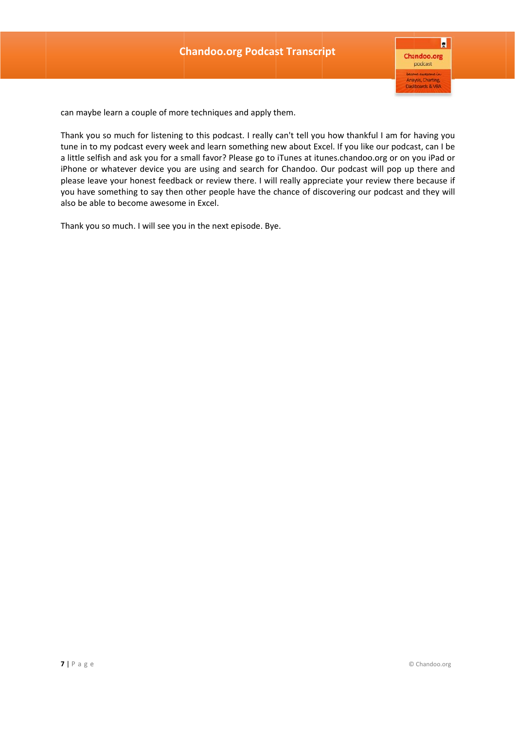can maybe learn a couple of more techniques and apply them.

Thank you so much for listening to this podcast. I really can't tell you how thankful I am for having you tune in to my podcast every week and learn something new about Excel. If you like our podcast, can I be a little selfish and ask you for a small favor? Please go to iTunes at itunes.chandoo.org or on you iPad or iPhone or whatever device you are using and search for Chandoo. Our podcast will pop up there and please leave your honest feedback or review there. I will really appreciate your review there because if you have something to say then other people have the chance of discovering our podcast and they will also be able to become awesome in Excel.

Thank you so much. I will see you in the next episode. Bye.